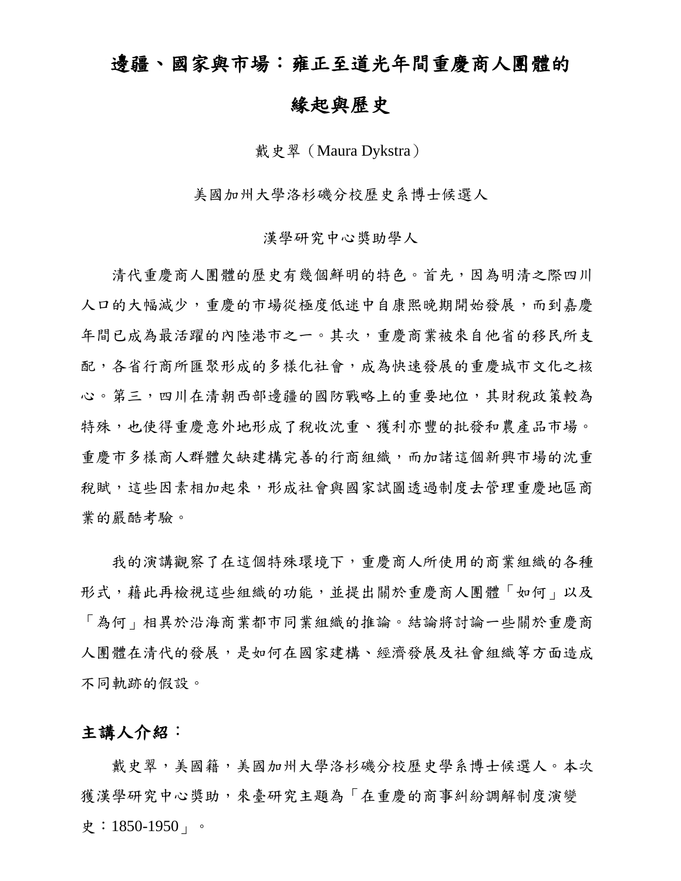# 邊疆、國家與市場：雍正至道光年間重慶商人團體的緣起與歷史

戴史翠（Maura Dykstra）

美國加州大學洛杉磯分校歷史系博士候選人

漢學研究中心獎助學人

清代重慶商人團體的歷史有幾個鮮明的特色。首先，因為明清之際四川人口的大幅減少，重慶的市場從極度低迷中自康熙晚期開始發展，而到嘉慶年間已成為最活躍的內陸港市之一。其次，重慶商業被來自他省的移民所支配，各省行商所匯聚形成的多樣化社會，成為快速發展的重慶城市文化之核心。第三，四川在清朝西部邊疆的國防戰略上的重要地位，其財稅政策較為特殊，也使得重慶意外地形成了稅收沈重、獲利亦豐的批發和農產品市場。重慶市多樣商人群體欠缺建構完善的行商組織，而加諸這個新興市場的沈重稅賦，這些因素相加起來，形成社會與國家試圖透過制度去管理重慶地區商業的嚴酷考驗。

我的演講觀察了在這個特殊環境下，重慶商人所使用的商業組織的各種形式，藉此再檢視這些組織的功能，並提出關於重慶商人團體「如何」以及「為何」相異於沿海商業都市同業組織的推論。結論將討論一些關於重慶商人團體在清代的發展，是如何在國家建構、經濟發展及社會組織等方面造成不同軌跡的假設。

## 主講人介紹：

戴史翠，美國籍，美國加州大學洛杉磯分校歷史學系博士候選人。本次獲漢學研究中心獎助，來臺研究主題為「在重慶的商事糾紛調解制度演變史：1850-1950」。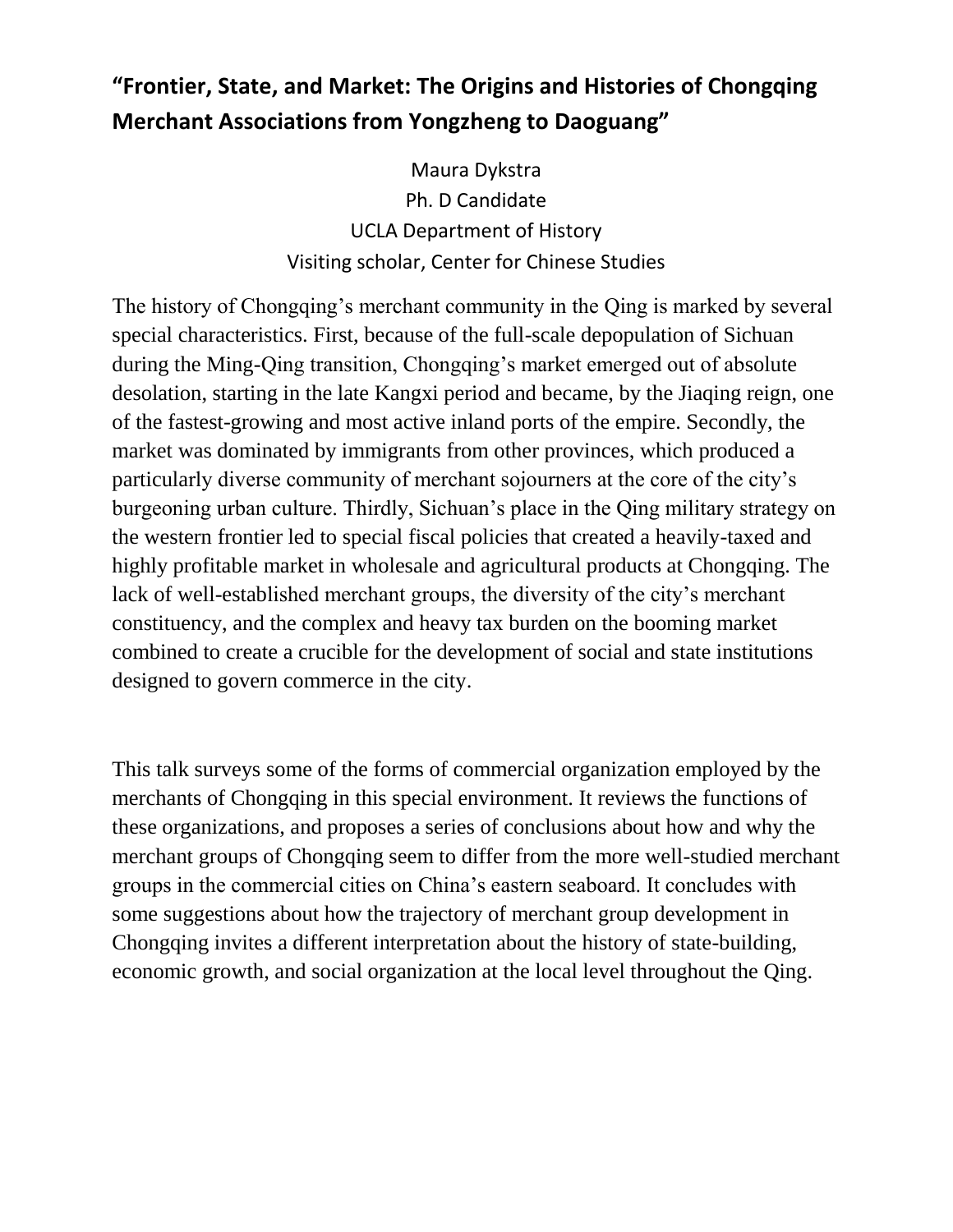## "Frontier, State, and Market: The Origins and Histories of Chongqing Merchant Associations from Yongzheng to Daoguang"

Maura Dykstra
Ph. D Candidate
UCLA Department of History
Visiting scholar, Center for Chinese Studies

The history of Chongqing's merchant community in the Qing is marked by several special characteristics. First, because of the full-scale depopulation of Sichuan during the Ming-Qing transition, Chongqing's market emerged out of absolute desolation, starting in the late Kangxi period and became, by the Jiaqing reign, one of the fastest-growing and most active inland ports of the empire. Secondly, the market was dominated by immigrants from other provinces, which produced a particularly diverse community of merchant sojourners at the core of the city's burgeoning urban culture. Thirdly, Sichuan's place in the Qing military strategy on the western frontier led to special fiscal policies that created a heavily-taxed and highly profitable market in wholesale and agricultural products at Chongqing. The lack of well-established merchant groups, the diversity of the city's merchant constituency, and the complex and heavy tax burden on the booming market combined to create a crucible for the development of social and state institutions designed to govern commerce in the city.

This talk surveys some of the forms of commercial organization employed by the merchants of Chongqing in this special environment. It reviews the functions of these organizations, and proposes a series of conclusions about how and why the merchant groups of Chongqing seem to differ from the more well-studied merchant groups in the commercial cities on China's eastern seaboard. It concludes with some suggestions about how the trajectory of merchant group development in Chongqing invites a different interpretation about the history of state-building, economic growth, and social organization at the local level throughout the Qing.